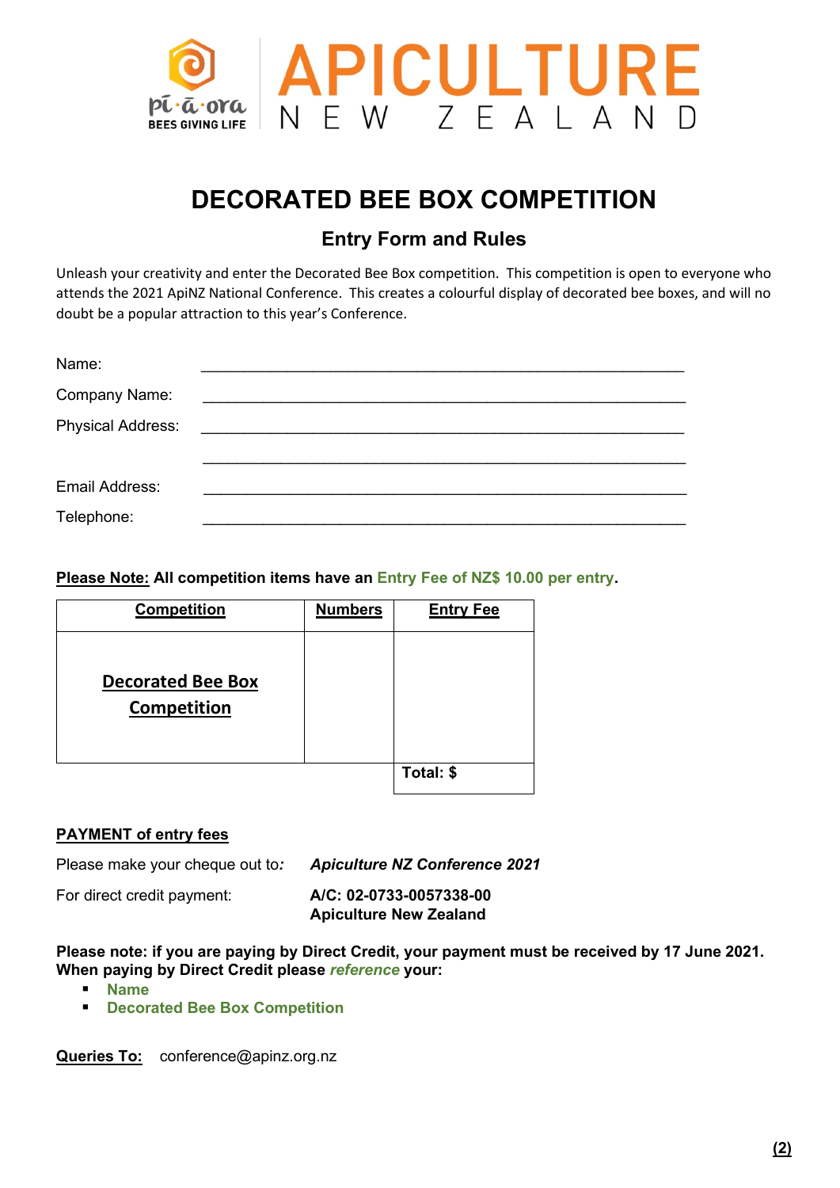# DECORATED BEE BOX COMPETITION

## Entry Form and Rules

Unleash your creativity and enter the Decorated Bee Box competition. This competition is open to everyone who attends the 2021 ApiNZ National Conference. This creates a colourful display of decorated bee boxes, and will no doubt be a popular attraction to this year's Conference.

Name: ______________________________________________

Company Name: ______________________________________________

Physical Address: ______________________________________________

______________________________________________

Email Address: ______________________________________________

Telephone: ______________________________________________

**Please Note: All competition items have an Entry Fee of NZ$ 10.00 per entry.**

| **Competition** | **Numbers** | **Entry Fee** |
|---|---|---|
| **Decorated Bee Box Competition** | | |
| | | **Total: $** |

**PAYMENT of entry fees**

Please make your cheque out to: ***Apiculture NZ Conference 2021***

For direct credit payment: **A/C: 02-0733-0057338-00**
**Apiculture New Zealand**

**Please note: if you are paying by Direct Credit, your payment must be received by 17 June 2021. When paying by Direct Credit please *reference* your:**

- **Name**
- **Decorated Bee Box Competition**

**Queries To:** conference@apinz.org.nz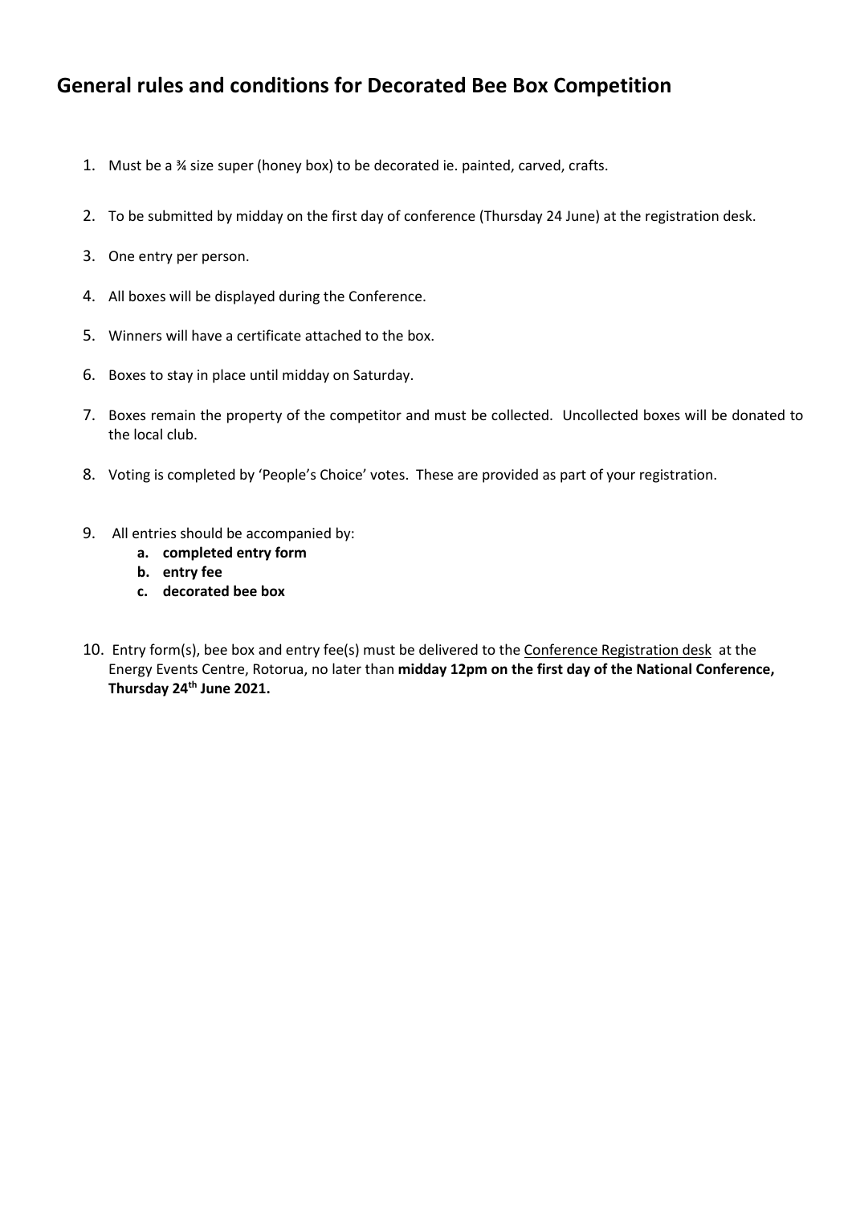## General rules and conditions for Decorated Bee Box Competition

1. Must be a ¾ size super (honey box) to be decorated ie. painted, carved, crafts.
2. To be submitted by midday on the first day of conference (Thursday 24 June) at the registration desk.
3. One entry per person.
4. All boxes will be displayed during the Conference.
5. Winners will have a certificate attached to the box.
6. Boxes to stay in place until midday on Saturday.
7. Boxes remain the property of the competitor and must be collected. Uncollected boxes will be donated to the local club.
8. Voting is completed by 'People's Choice' votes. These are provided as part of your registration.
9. All entries should be accompanied by:
   a. **completed entry form**
   b. **entry fee**
   c. **decorated bee box**
10. Entry form(s), bee box and entry fee(s) must be delivered to the Conference Registration desk at the Energy Events Centre, Rotorua, no later than **midday 12pm on the first day of the National Conference, Thursday 24th June 2021.**